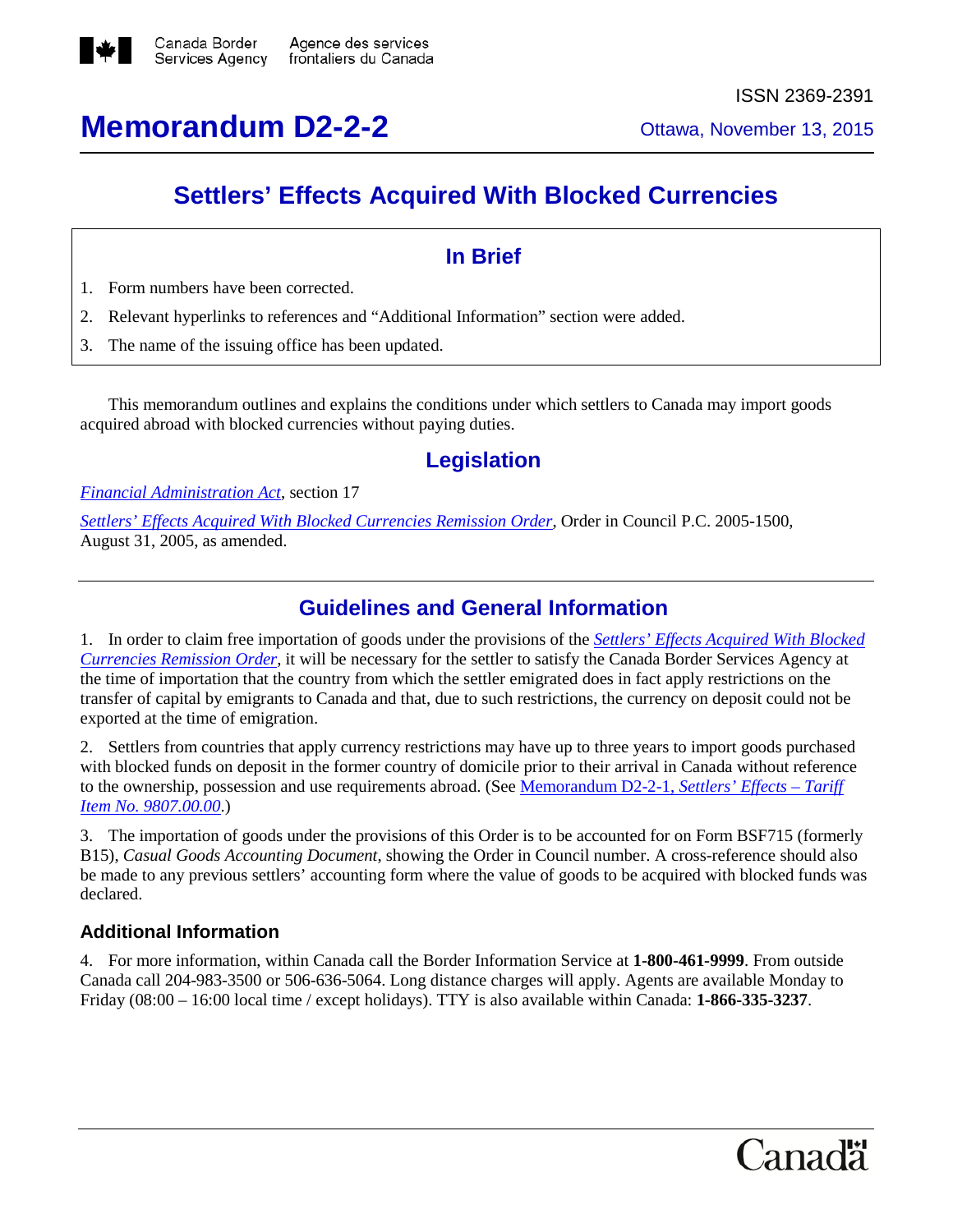Canada Border Services Agency | Agence des services frontaliers du Canada

ISSN 2369-2391

# Memorandum D2-2-2

Ottawa, November 13, 2015

## Settlers' Effects Acquired With Blocked Currencies

### In Brief

1. Form numbers have been corrected.
2. Relevant hyperlinks to references and "Additional Information" section were added.
3. The name of the issuing office has been updated.

This memorandum outlines and explains the conditions under which settlers to Canada may import goods acquired abroad with blocked currencies without paying duties.

## Legislation

*Financial Administration Act*, section 17

*Settlers' Effects Acquired With Blocked Currencies Remission Order*, Order in Council P.C. 2005-1500, August 31, 2005, as amended.

## Guidelines and General Information

1. In order to claim free importation of goods under the provisions of the *Settlers' Effects Acquired With Blocked Currencies Remission Order*, it will be necessary for the settler to satisfy the Canada Border Services Agency at the time of importation that the country from which the settler emigrated does in fact apply restrictions on the transfer of capital by emigrants to Canada and that, due to such restrictions, the currency on deposit could not be exported at the time of emigration.

2. Settlers from countries that apply currency restrictions may have up to three years to import goods purchased with blocked funds on deposit in the former country of domicile prior to their arrival in Canada without reference to the ownership, possession and use requirements abroad. (See Memorandum D2-2-1, *Settlers' Effects – Tariff Item No. 9807.00.00*.)

3. The importation of goods under the provisions of this Order is to be accounted for on Form BSF715 (formerly B15), *Casual Goods Accounting Document*, showing the Order in Council number. A cross-reference should also be made to any previous settlers' accounting form where the value of goods to be acquired with blocked funds was declared.

### Additional Information

4. For more information, within Canada call the Border Information Service at **1-800-461-9999**. From outside Canada call 204-983-3500 or 506-636-5064. Long distance charges will apply. Agents are available Monday to Friday (08:00 – 16:00 local time / except holidays). TTY is also available within Canada: **1-866-335-3237**.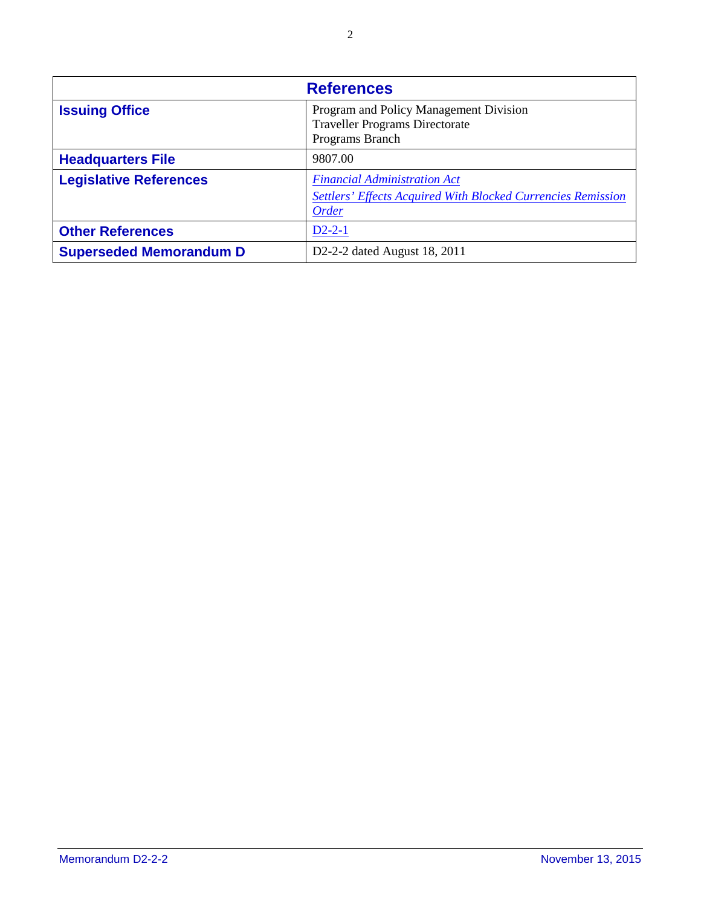| References | |
|---|---|
| **Issuing Office** | Program and Policy Management Division<br>Traveller Programs Directorate<br>Programs Branch |
| **Headquarters File** | 9807.00 |
| **Legislative References** | *Financial Administration Act*<br>*Settlers' Effects Acquired With Blocked Currencies Remission Order* |
| **Other References** | D2-2-1 |
| **Superseded Memorandum D** | D2-2-2 dated August 18, 2011 |